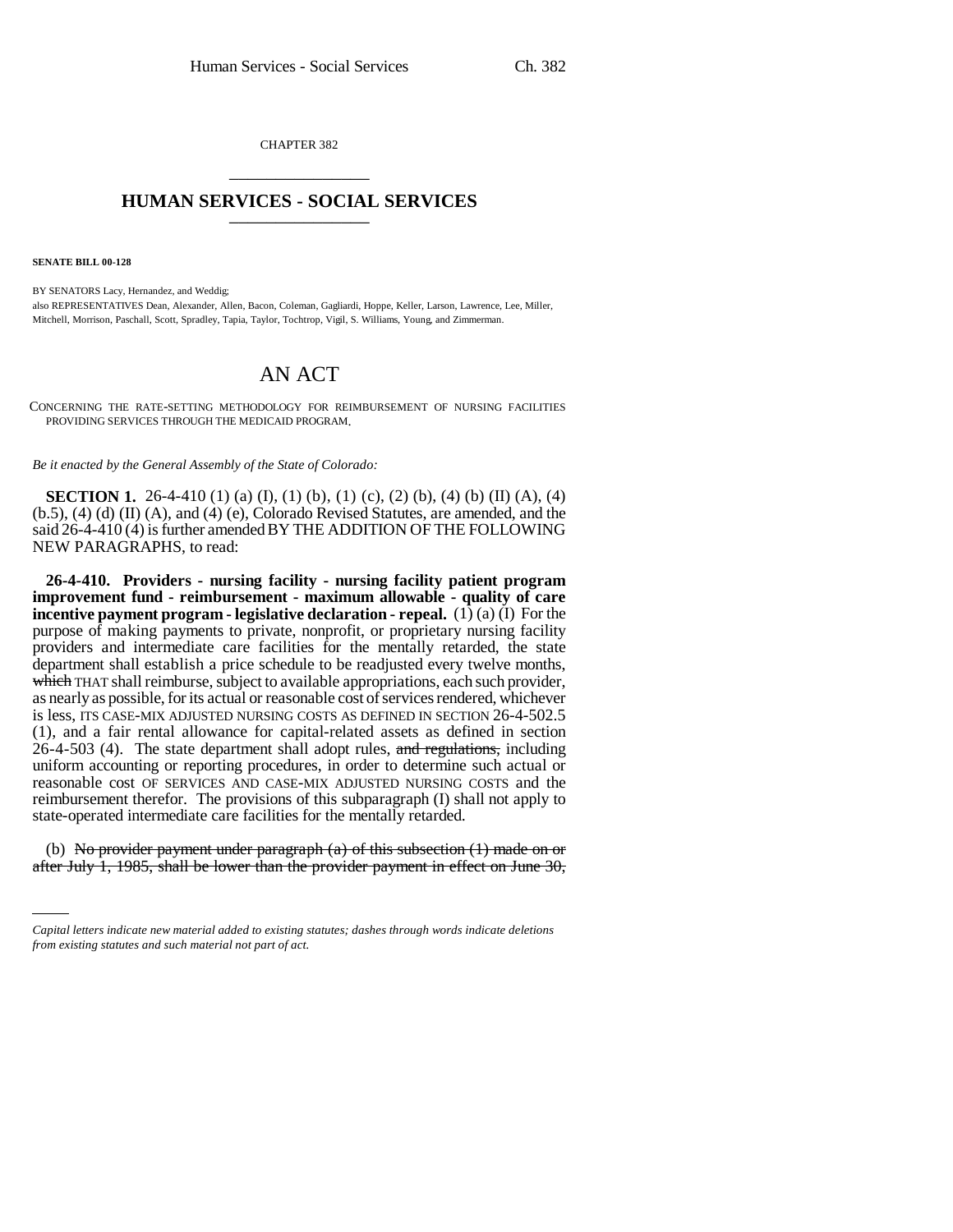CHAPTER 382

## HUMAN SERVICES - SOCIAL SERVICES

**SENATE BILL 00-128**

BY SENATORS Lacy, Hernandez, and Weddig;
also REPRESENTATIVES Dean, Alexander, Allen, Bacon, Coleman, Gagliardi, Hoppe, Keller, Larson, Lawrence, Lee, Miller, Mitchell, Morrison, Paschall, Scott, Spradley, Tapia, Taylor, Tochtrop, Vigil, S. Williams, Young, and Zimmerman.

# AN ACT

CONCERNING THE RATE-SETTING METHODOLOGY FOR REIMBURSEMENT OF NURSING FACILITIES PROVIDING SERVICES THROUGH THE MEDICAID PROGRAM.

*Be it enacted by the General Assembly of the State of Colorado:*

**SECTION 1.** 26-4-410 (1) (a) (I), (1) (b), (1) (c), (2) (b), (4) (b) (II) (A), (4) (b.5), (4) (d) (II) (A), and (4) (e), Colorado Revised Statutes, are amended, and the said 26-4-410 (4) is further amended BY THE ADDITION OF THE FOLLOWING NEW PARAGRAPHS, to read:

**26-4-410. Providers - nursing facility - nursing facility patient program improvement fund - reimbursement - maximum allowable - quality of care incentive payment program - legislative declaration - repeal.** (1) (a) (I) For the purpose of making payments to private, nonprofit, or proprietary nursing facility providers and intermediate care facilities for the mentally retarded, the state department shall establish a price schedule to be readjusted every twelve months, ~~which~~ THAT shall reimburse, subject to available appropriations, each such provider, as nearly as possible, for its actual or reasonable cost of services rendered, whichever is less, ITS CASE-MIX ADJUSTED NURSING COSTS AS DEFINED IN SECTION 26-4-502.5 (1), and a fair rental allowance for capital-related assets as defined in section 26-4-503 (4). The state department shall adopt rules, ~~and regulations,~~ including uniform accounting or reporting procedures, in order to determine such actual or reasonable cost OF SERVICES AND CASE-MIX ADJUSTED NURSING COSTS and the reimbursement therefor. The provisions of this subparagraph (I) shall not apply to state-operated intermediate care facilities for the mentally retarded.

(b) ~~No provider payment under paragraph (a) of this subsection (1) made on or after July 1, 1985, shall be lower than the provider payment in effect on June 30,~~

*Capital letters indicate new material added to existing statutes; dashes through words indicate deletions from existing statutes and such material not part of act.*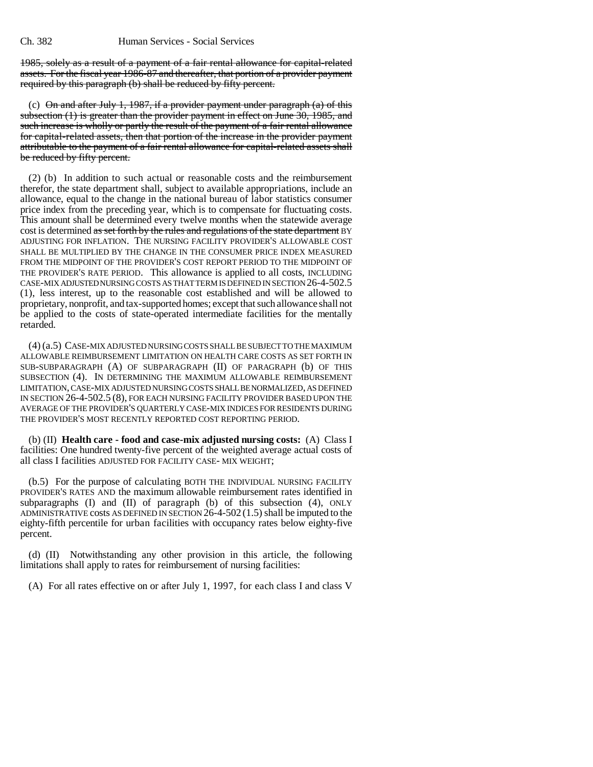1985, solely as a result of a payment of a fair rental allowance for capital-related assets. For the fiscal year 1986-87 and thereafter, that portion of a provider payment required by this paragraph (b) shall be reduced by fifty percent.

(c) On and after July 1, 1987, if a provider payment under paragraph (a) of this subsection (1) is greater than the provider payment in effect on June 30, 1985, and such increase is wholly or partly the result of the payment of a fair rental allowance for capital-related assets, then that portion of the increase in the provider payment attributable to the payment of a fair rental allowance for capital-related assets shall be reduced by fifty percent.

(2) (b) In addition to such actual or reasonable costs and the reimbursement therefor, the state department shall, subject to available appropriations, include an allowance, equal to the change in the national bureau of labor statistics consumer price index from the preceding year, which is to compensate for fluctuating costs. This amount shall be determined every twelve months when the statewide average cost is determined as set forth by the rules and regulations of the state department BY ADJUSTING FOR INFLATION. THE NURSING FACILITY PROVIDER'S ALLOWABLE COST SHALL BE MULTIPLIED BY THE CHANGE IN THE CONSUMER PRICE INDEX MEASURED FROM THE MIDPOINT OF THE PROVIDER'S COST REPORT PERIOD TO THE MIDPOINT OF THE PROVIDER'S RATE PERIOD. This allowance is applied to all costs, INCLUDING CASE-MIX ADJUSTED NURSING COSTS AS THAT TERM IS DEFINED IN SECTION 26-4-502.5 (1), less interest, up to the reasonable cost established and will be allowed to proprietary, nonprofit, and tax-supported homes; except that such allowance shall not be applied to the costs of state-operated intermediate facilities for the mentally retarded.

(4) (a.5) CASE-MIX ADJUSTED NURSING COSTS SHALL BE SUBJECT TO THE MAXIMUM ALLOWABLE REIMBURSEMENT LIMITATION ON HEALTH CARE COSTS AS SET FORTH IN SUB-SUBPARAGRAPH (A) OF SUBPARAGRAPH (II) OF PARAGRAPH (b) OF THIS SUBSECTION (4). IN DETERMINING THE MAXIMUM ALLOWABLE REIMBURSEMENT LIMITATION, CASE-MIX ADJUSTED NURSING COSTS SHALL BE NORMALIZED, AS DEFINED IN SECTION 26-4-502.5 (8), FOR EACH NURSING FACILITY PROVIDER BASED UPON THE AVERAGE OF THE PROVIDER'S QUARTERLY CASE-MIX INDICES FOR RESIDENTS DURING THE PROVIDER'S MOST RECENTLY REPORTED COST REPORTING PERIOD.

(b) (II) **Health care - food and case-mix adjusted nursing costs:** (A) Class I facilities: One hundred twenty-five percent of the weighted average actual costs of all class I facilities ADJUSTED FOR FACILITY CASE- MIX WEIGHT;

(b.5) For the purpose of calculating BOTH THE INDIVIDUAL NURSING FACILITY PROVIDER'S RATES AND the maximum allowable reimbursement rates identified in subparagraphs (I) and (II) of paragraph (b) of this subsection (4), ONLY ADMINISTRATIVE costs AS DEFINED IN SECTION 26-4-502 (1.5) shall be imputed to the eighty-fifth percentile for urban facilities with occupancy rates below eighty-five percent.

(d) (II) Notwithstanding any other provision in this article, the following limitations shall apply to rates for reimbursement of nursing facilities:

(A) For all rates effective on or after July 1, 1997, for each class I and class V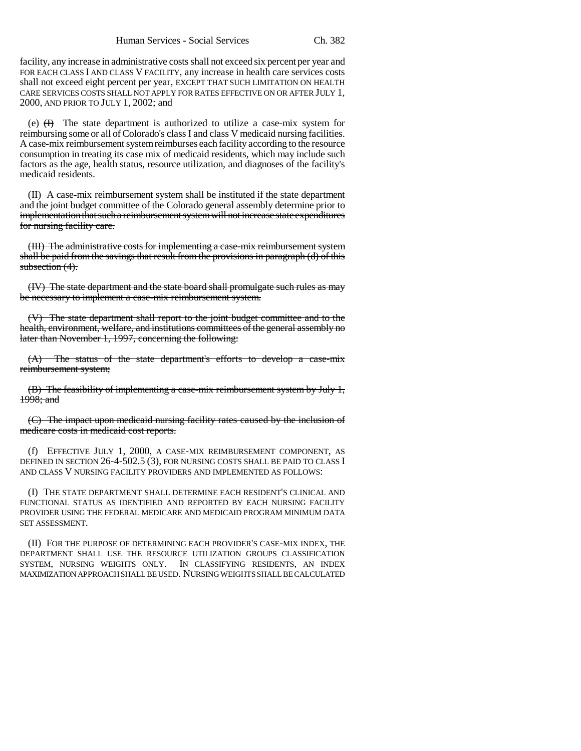facility, any increase in administrative costs shall not exceed six percent per year and FOR EACH CLASS I AND CLASS V FACILITY, any increase in health care services costs shall not exceed eight percent per year, EXCEPT THAT SUCH LIMITATION ON HEALTH CARE SERVICES COSTS SHALL NOT APPLY FOR RATES EFFECTIVE ON OR AFTER JULY 1, 2000, AND PRIOR TO JULY 1, 2002; and

(e) ~~(I)~~ The state department is authorized to utilize a case-mix system for reimbursing some or all of Colorado's class I and class V medicaid nursing facilities. A case-mix reimbursement system reimburses each facility according to the resource consumption in treating its case mix of medicaid residents, which may include such factors as the age, health status, resource utilization, and diagnoses of the facility's medicaid residents.

~~(II) A case-mix reimbursement system shall be instituted if the state department and the joint budget committee of the Colorado general assembly determine prior to implementation that such a reimbursement system will not increase state expenditures for nursing facility care.~~

~~(III) The administrative costs for implementing a case-mix reimbursement system shall be paid from the savings that result from the provisions in paragraph (d) of this subsection (4).~~

~~(IV) The state department and the state board shall promulgate such rules as may be necessary to implement a case-mix reimbursement system.~~

~~(V) The state department shall report to the joint budget committee and to the health, environment, welfare, and institutions committees of the general assembly no later than November 1, 1997, concerning the following:~~

~~(A) The status of the state department's efforts to develop a case-mix reimbursement system;~~

~~(B) The feasibility of implementing a case-mix reimbursement system by July 1, 1998; and~~

~~(C) The impact upon medicaid nursing facility rates caused by the inclusion of medicare costs in medicaid cost reports.~~

(f) EFFECTIVE JULY 1, 2000, A CASE-MIX REIMBURSEMENT COMPONENT, AS DEFINED IN SECTION 26-4-502.5 (3), FOR NURSING COSTS SHALL BE PAID TO CLASS I AND CLASS V NURSING FACILITY PROVIDERS AND IMPLEMENTED AS FOLLOWS:

(I) THE STATE DEPARTMENT SHALL DETERMINE EACH RESIDENT'S CLINICAL AND FUNCTIONAL STATUS AS IDENTIFIED AND REPORTED BY EACH NURSING FACILITY PROVIDER USING THE FEDERAL MEDICARE AND MEDICAID PROGRAM MINIMUM DATA SET ASSESSMENT.

(II) FOR THE PURPOSE OF DETERMINING EACH PROVIDER'S CASE-MIX INDEX, THE DEPARTMENT SHALL USE THE RESOURCE UTILIZATION GROUPS CLASSIFICATION SYSTEM, NURSING WEIGHTS ONLY. IN CLASSIFYING RESIDENTS, AN INDEX MAXIMIZATION APPROACH SHALL BE USED. NURSING WEIGHTS SHALL BE CALCULATED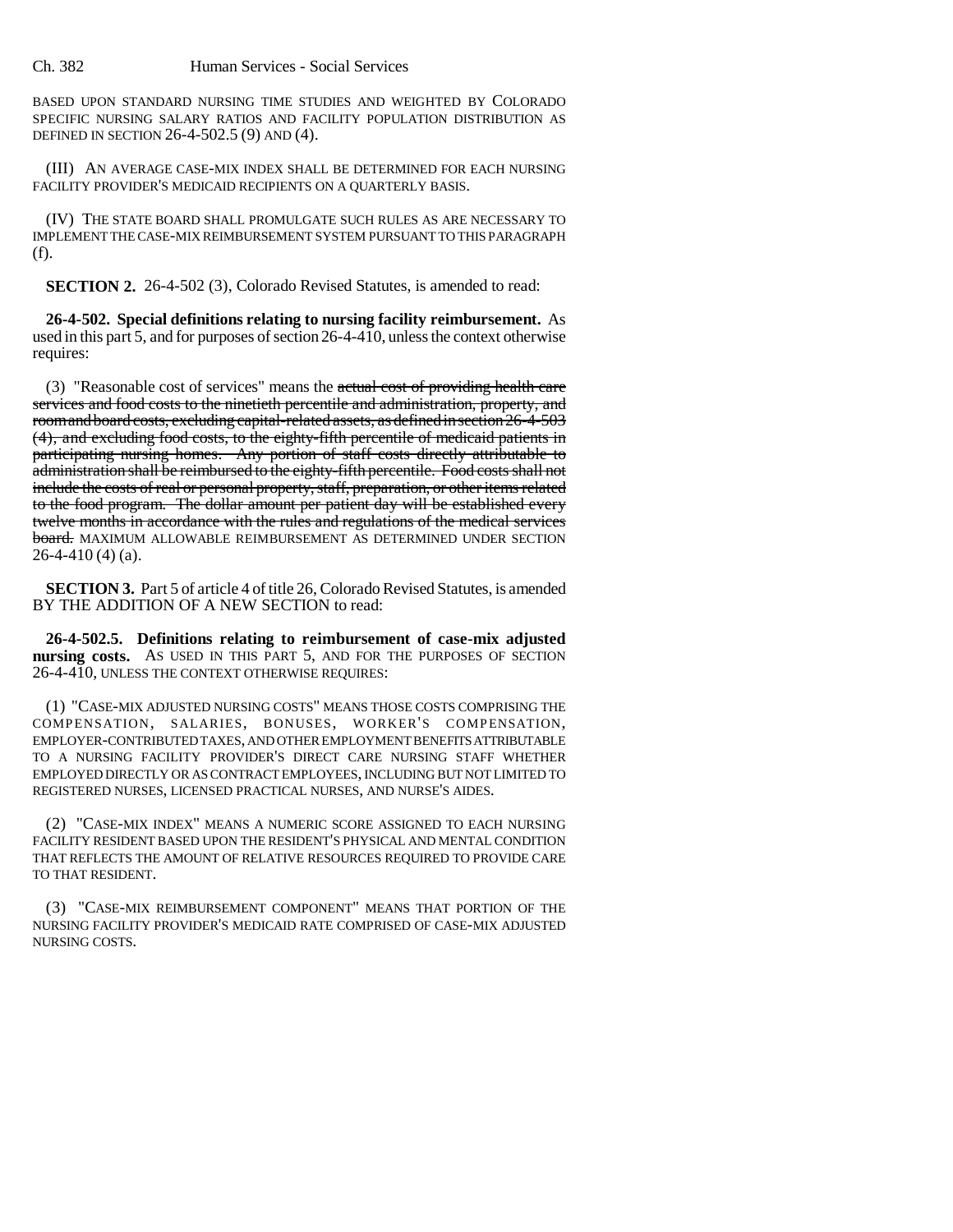BASED UPON STANDARD NURSING TIME STUDIES AND WEIGHTED BY COLORADO SPECIFIC NURSING SALARY RATIOS AND FACILITY POPULATION DISTRIBUTION AS DEFINED IN SECTION 26-4-502.5 (9) AND (4).

(III) AN AVERAGE CASE-MIX INDEX SHALL BE DETERMINED FOR EACH NURSING FACILITY PROVIDER'S MEDICAID RECIPIENTS ON A QUARTERLY BASIS.

(IV) THE STATE BOARD SHALL PROMULGATE SUCH RULES AS ARE NECESSARY TO IMPLEMENT THE CASE-MIX REIMBURSEMENT SYSTEM PURSUANT TO THIS PARAGRAPH (f).

**SECTION 2.** 26-4-502 (3), Colorado Revised Statutes, is amended to read:

**26-4-502. Special definitions relating to nursing facility reimbursement.** As used in this part 5, and for purposes of section 26-4-410, unless the context otherwise requires:

(3) "Reasonable cost of services" means the ~~actual cost of providing health care services and food costs to the ninetieth percentile and administration, property, and room and board costs, excluding capital-related assets, as defined in section 26-4-503 (4), and excluding food costs, to the eighty-fifth percentile of medicaid patients in participating nursing homes. Any portion of staff costs directly attributable to administration shall be reimbursed to the eighty-fifth percentile. Food costs shall not include the costs of real or personal property, staff, preparation, or other items related to the food program. The dollar amount per patient day will be established every twelve months in accordance with the rules and regulations of the medical services board.~~ MAXIMUM ALLOWABLE REIMBURSEMENT AS DETERMINED UNDER SECTION 26-4-410 (4) (a).

**SECTION 3.** Part 5 of article 4 of title 26, Colorado Revised Statutes, is amended BY THE ADDITION OF A NEW SECTION to read:

**26-4-502.5. Definitions relating to reimbursement of case-mix adjusted nursing costs.** AS USED IN THIS PART 5, AND FOR THE PURPOSES OF SECTION 26-4-410, UNLESS THE CONTEXT OTHERWISE REQUIRES:

(1) "CASE-MIX ADJUSTED NURSING COSTS" MEANS THOSE COSTS COMPRISING THE COMPENSATION, SALARIES, BONUSES, WORKER'S COMPENSATION, EMPLOYER-CONTRIBUTED TAXES, AND OTHER EMPLOYMENT BENEFITS ATTRIBUTABLE TO A NURSING FACILITY PROVIDER'S DIRECT CARE NURSING STAFF WHETHER EMPLOYED DIRECTLY OR AS CONTRACT EMPLOYEES, INCLUDING BUT NOT LIMITED TO REGISTERED NURSES, LICENSED PRACTICAL NURSES, AND NURSE'S AIDES.

(2) "CASE-MIX INDEX" MEANS A NUMERIC SCORE ASSIGNED TO EACH NURSING FACILITY RESIDENT BASED UPON THE RESIDENT'S PHYSICAL AND MENTAL CONDITION THAT REFLECTS THE AMOUNT OF RELATIVE RESOURCES REQUIRED TO PROVIDE CARE TO THAT RESIDENT.

(3) "CASE-MIX REIMBURSEMENT COMPONENT" MEANS THAT PORTION OF THE NURSING FACILITY PROVIDER'S MEDICAID RATE COMPRISED OF CASE-MIX ADJUSTED NURSING COSTS.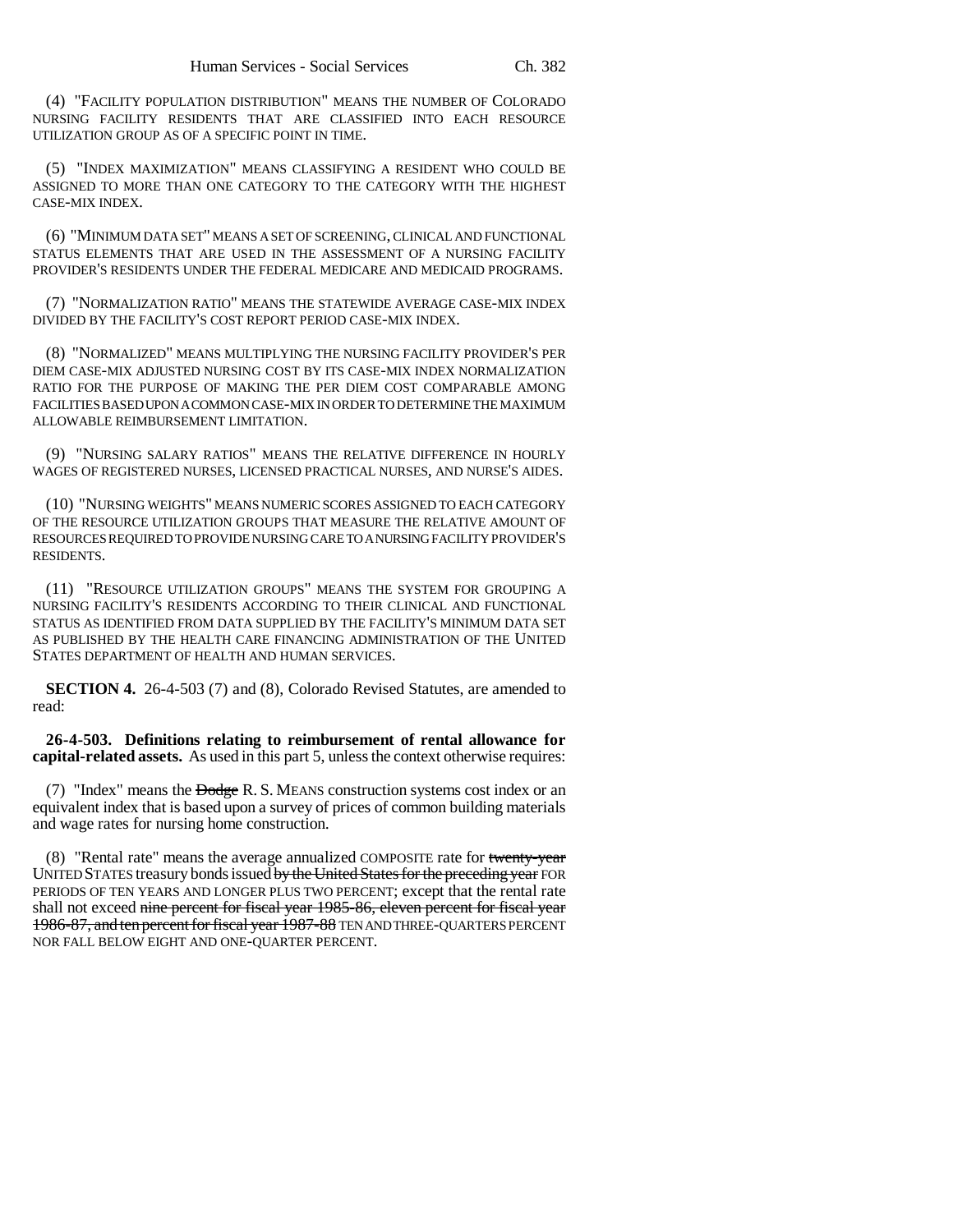(4) "FACILITY POPULATION DISTRIBUTION" MEANS THE NUMBER OF COLORADO NURSING FACILITY RESIDENTS THAT ARE CLASSIFIED INTO EACH RESOURCE UTILIZATION GROUP AS OF A SPECIFIC POINT IN TIME.

(5) "INDEX MAXIMIZATION" MEANS CLASSIFYING A RESIDENT WHO COULD BE ASSIGNED TO MORE THAN ONE CATEGORY TO THE CATEGORY WITH THE HIGHEST CASE-MIX INDEX.

(6) "MINIMUM DATA SET" MEANS A SET OF SCREENING, CLINICAL AND FUNCTIONAL STATUS ELEMENTS THAT ARE USED IN THE ASSESSMENT OF A NURSING FACILITY PROVIDER'S RESIDENTS UNDER THE FEDERAL MEDICARE AND MEDICAID PROGRAMS.

(7) "NORMALIZATION RATIO" MEANS THE STATEWIDE AVERAGE CASE-MIX INDEX DIVIDED BY THE FACILITY'S COST REPORT PERIOD CASE-MIX INDEX.

(8) "NORMALIZED" MEANS MULTIPLYING THE NURSING FACILITY PROVIDER'S PER DIEM CASE-MIX ADJUSTED NURSING COST BY ITS CASE-MIX INDEX NORMALIZATION RATIO FOR THE PURPOSE OF MAKING THE PER DIEM COST COMPARABLE AMONG FACILITIES BASED UPON A COMMON CASE-MIX IN ORDER TO DETERMINE THE MAXIMUM ALLOWABLE REIMBURSEMENT LIMITATION.

(9) "NURSING SALARY RATIOS" MEANS THE RELATIVE DIFFERENCE IN HOURLY WAGES OF REGISTERED NURSES, LICENSED PRACTICAL NURSES, AND NURSE'S AIDES.

(10) "NURSING WEIGHTS" MEANS NUMERIC SCORES ASSIGNED TO EACH CATEGORY OF THE RESOURCE UTILIZATION GROUPS THAT MEASURE THE RELATIVE AMOUNT OF RESOURCES REQUIRED TO PROVIDE NURSING CARE TO A NURSING FACILITY PROVIDER'S RESIDENTS.

(11) "RESOURCE UTILIZATION GROUPS" MEANS THE SYSTEM FOR GROUPING A NURSING FACILITY'S RESIDENTS ACCORDING TO THEIR CLINICAL AND FUNCTIONAL STATUS AS IDENTIFIED FROM DATA SUPPLIED BY THE FACILITY'S MINIMUM DATA SET AS PUBLISHED BY THE HEALTH CARE FINANCING ADMINISTRATION OF THE UNITED STATES DEPARTMENT OF HEALTH AND HUMAN SERVICES.

**SECTION 4.** 26-4-503 (7) and (8), Colorado Revised Statutes, are amended to read:

**26-4-503. Definitions relating to reimbursement of rental allowance for capital-related assets.** As used in this part 5, unless the context otherwise requires:

(7) "Index" means the ~~Dodge~~ R. S. MEANS construction systems cost index or an equivalent index that is based upon a survey of prices of common building materials and wage rates for nursing home construction.

(8) "Rental rate" means the average annualized COMPOSITE rate for ~~twenty-year~~ UNITED STATES treasury bonds issued ~~by the United States for the preceding year~~ FOR PERIODS OF TEN YEARS AND LONGER PLUS TWO PERCENT; except that the rental rate shall not exceed ~~nine percent for fiscal year 1985-86, eleven percent for fiscal year 1986-87, and ten percent for fiscal year 1987-88~~ TEN AND THREE-QUARTERS PERCENT NOR FALL BELOW EIGHT AND ONE-QUARTER PERCENT.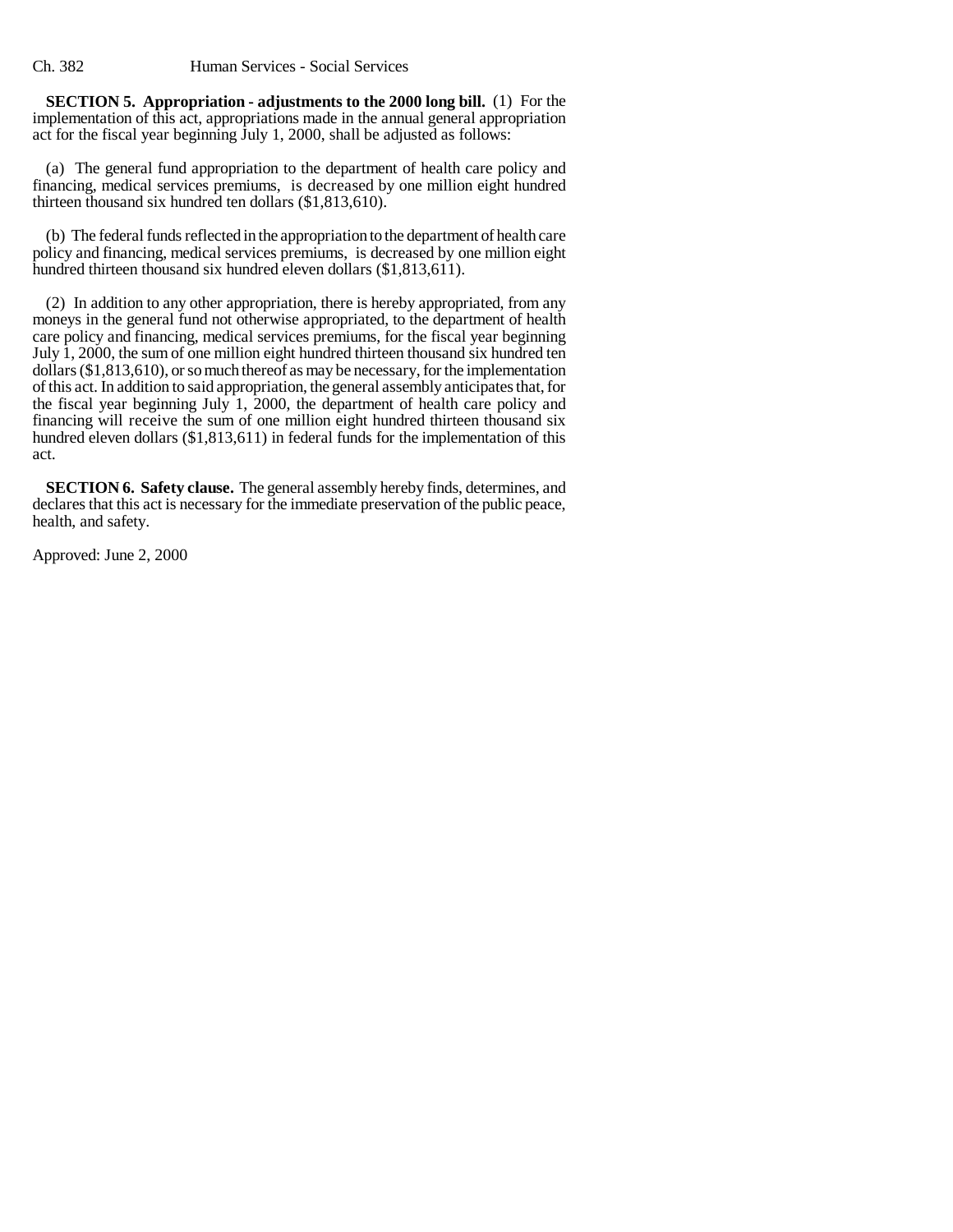**SECTION 5. Appropriation - adjustments to the 2000 long bill.** (1) For the implementation of this act, appropriations made in the annual general appropriation act for the fiscal year beginning July 1, 2000, shall be adjusted as follows:

(a) The general fund appropriation to the department of health care policy and financing, medical services premiums, is decreased by one million eight hundred thirteen thousand six hundred ten dollars ($1,813,610).

(b) The federal funds reflected in the appropriation to the department of health care policy and financing, medical services premiums, is decreased by one million eight hundred thirteen thousand six hundred eleven dollars ($1,813,611).

(2) In addition to any other appropriation, there is hereby appropriated, from any moneys in the general fund not otherwise appropriated, to the department of health care policy and financing, medical services premiums, for the fiscal year beginning July 1, 2000, the sum of one million eight hundred thirteen thousand six hundred ten dollars ($1,813,610), or so much thereof as may be necessary, for the implementation of this act. In addition to said appropriation, the general assembly anticipates that, for the fiscal year beginning July 1, 2000, the department of health care policy and financing will receive the sum of one million eight hundred thirteen thousand six hundred eleven dollars ($1,813,611) in federal funds for the implementation of this act.

**SECTION 6. Safety clause.** The general assembly hereby finds, determines, and declares that this act is necessary for the immediate preservation of the public peace, health, and safety.

Approved: June 2, 2000